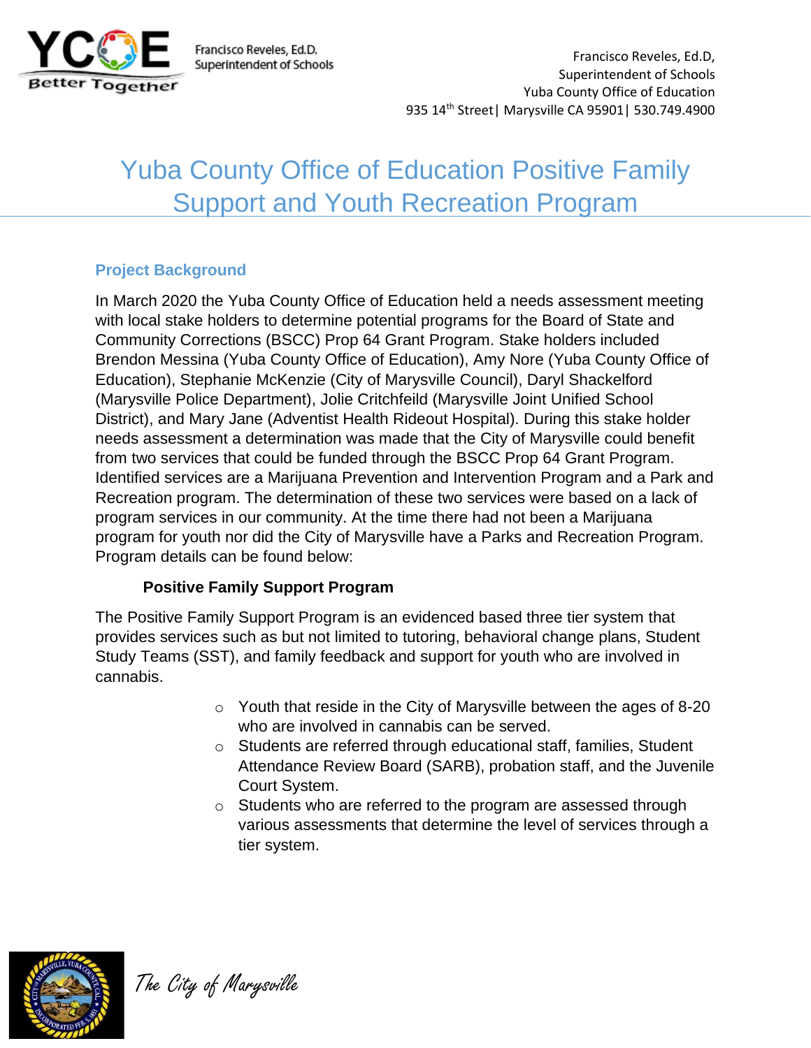Francisco Reveles, Ed.D.
Superintendent of Schools

Francisco Reveles, Ed.D,
Superintendent of Schools
Yuba County Office of Education
935 14th Street| Marysville CA 95901| 530.749.4900

# Yuba County Office of Education Positive Family Support and Youth Recreation Program

## Project Background

In March 2020 the Yuba County Office of Education held a needs assessment meeting with local stake holders to determine potential programs for the Board of State and Community Corrections (BSCC) Prop 64 Grant Program. Stake holders included Brendon Messina (Yuba County Office of Education), Amy Nore (Yuba County Office of Education), Stephanie McKenzie (City of Marysville Council), Daryl Shackelford (Marysville Police Department), Jolie Critchfeild (Marysville Joint Unified School District), and Mary Jane (Adventist Health Rideout Hospital). During this stake holder needs assessment a determination was made that the City of Marysville could benefit from two services that could be funded through the BSCC Prop 64 Grant Program. Identified services are a Marijuana Prevention and Intervention Program and a Park and Recreation program. The determination of these two services were based on a lack of program services in our community. At the time there had not been a Marijuana program for youth nor did the City of Marysville have a Parks and Recreation Program. Program details can be found below:

### Positive Family Support Program

The Positive Family Support Program is an evidenced based three tier system that provides services such as but not limited to tutoring, behavioral change plans, Student Study Teams (SST), and family feedback and support for youth who are involved in cannabis.

- Youth that reside in the City of Marysville between the ages of 8-20 who are involved in cannabis can be served.
- Students are referred through educational staff, families, Student Attendance Review Board (SARB), probation staff, and the Juvenile Court System.
- Students who are referred to the program are assessed through various assessments that determine the level of services through a tier system.

*The City of Marysville*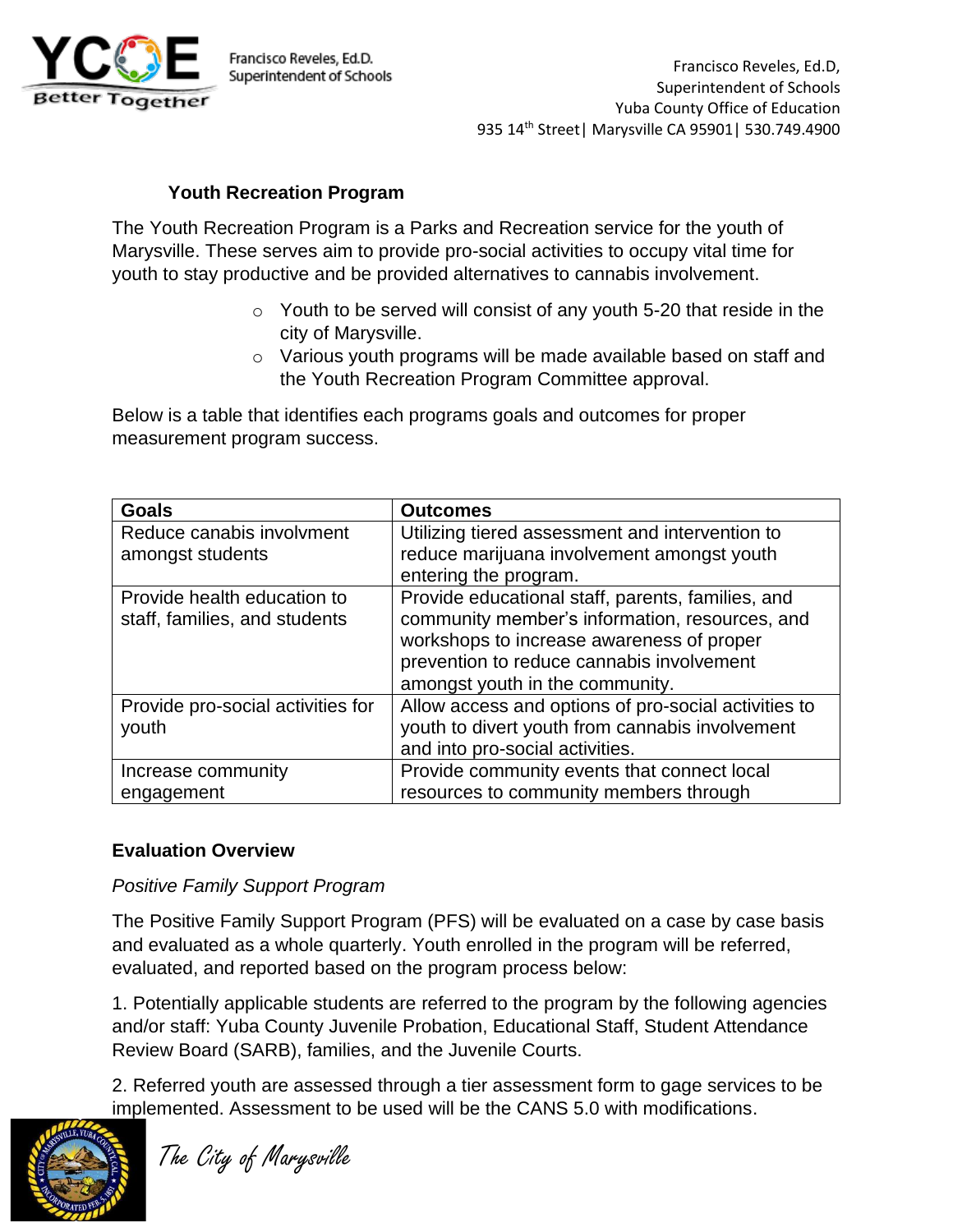### Youth Recreation Program

The Youth Recreation Program is a Parks and Recreation service for the youth of Marysville. These serves aim to provide pro-social activities to occupy vital time for youth to stay productive and be provided alternatives to cannabis involvement.

- Youth to be served will consist of any youth 5-20 that reside in the city of Marysville.
- Various youth programs will be made available based on staff and the Youth Recreation Program Committee approval.

Below is a table that identifies each programs goals and outcomes for proper measurement program success.

| Goals | Outcomes |
|---|---|
| Reduce canabis involvment amongst students | Utilizing tiered assessment and intervention to reduce marijuana involvement amongst youth entering the program. |
| Provide health education to staff, families, and students | Provide educational staff, parents, families, and community member's information, resources, and workshops to increase awareness of proper prevention to reduce cannabis involvement amongst youth in the community. |
| Provide pro-social activities for youth | Allow access and options of pro-social activities to youth to divert youth from cannabis involvement and into pro-social activities. |
| Increase community engagement | Provide community events that connect local resources to community members through |

**Evaluation Overview**

*Positive Family Support Program*

The Positive Family Support Program (PFS) will be evaluated on a case by case basis and evaluated as a whole quarterly. Youth enrolled in the program will be referred, evaluated, and reported based on the program process below:

1. Potentially applicable students are referred to the program by the following agencies and/or staff: Yuba County Juvenile Probation, Educational Staff, Student Attendance Review Board (SARB), families, and the Juvenile Courts.

2. Referred youth are assessed through a tier assessment form to gage services to be implemented. Assessment to be used will be the CANS 5.0 with modifications.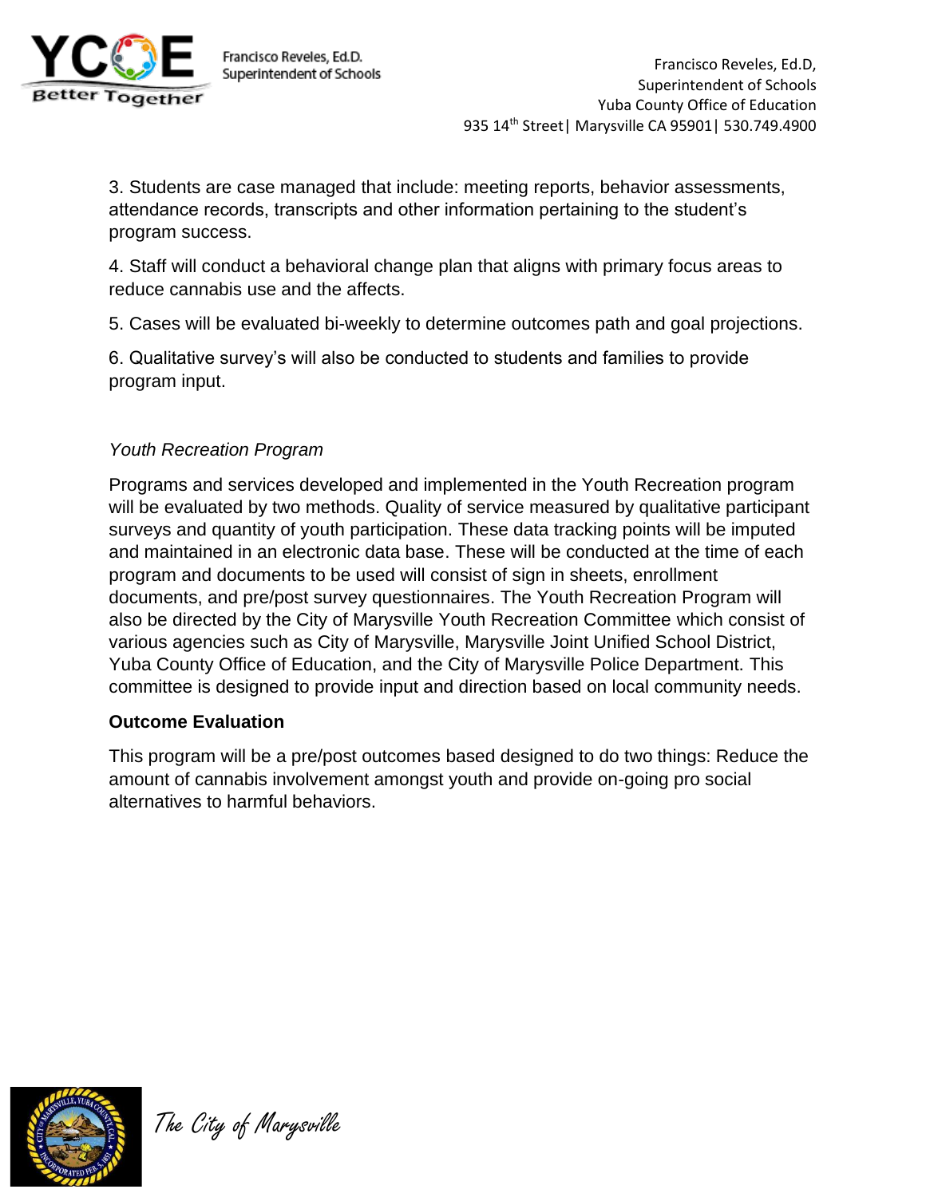3. Students are case managed that include: meeting reports, behavior assessments, attendance records, transcripts and other information pertaining to the student's program success.

4. Staff will conduct a behavioral change plan that aligns with primary focus areas to reduce cannabis use and the affects.

5. Cases will be evaluated bi-weekly to determine outcomes path and goal projections.

6. Qualitative survey's will also be conducted to students and families to provide program input.

*Youth Recreation Program*

Programs and services developed and implemented in the Youth Recreation program will be evaluated by two methods. Quality of service measured by qualitative participant surveys and quantity of youth participation. These data tracking points will be imputed and maintained in an electronic data base. These will be conducted at the time of each program and documents to be used will consist of sign in sheets, enrollment documents, and pre/post survey questionnaires. The Youth Recreation Program will also be directed by the City of Marysville Youth Recreation Committee which consist of various agencies such as City of Marysville, Marysville Joint Unified School District, Yuba County Office of Education, and the City of Marysville Police Department. This committee is designed to provide input and direction based on local community needs.

**Outcome Evaluation**

This program will be a pre/post outcomes based designed to do two things: Reduce the amount of cannabis involvement amongst youth and provide on-going pro social alternatives to harmful behaviors.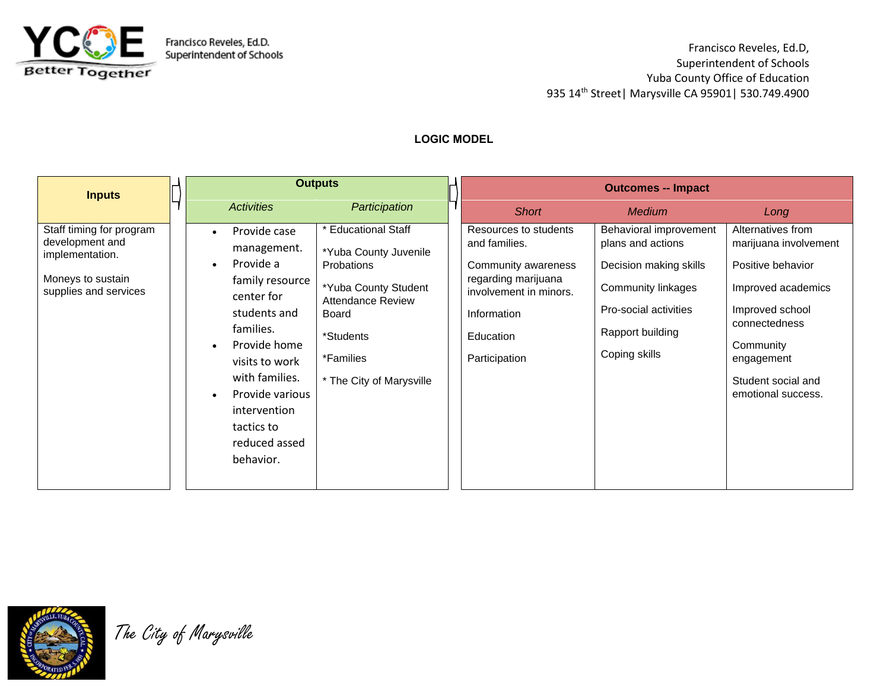Francisco Reveles, Ed.D.
Superintendent of Schools

Francisco Reveles, Ed.D,
Superintendent of Schools
Yuba County Office of Education
935 14th Street| Marysville CA 95901| 530.749.4900

**LOGIC MODEL**

| Inputs | Outputs | | Outcomes -- Impact | | |
|---|---|---|---|---|---|
| | *Activities* | *Participation* | *Short* | *Medium* | *Long* |
| Staff timing for program development and implementation.<br><br>Moneys to sustain supplies and services | • Provide case management.<br>• Provide a family resource center for students and families.<br>• Provide home visits to work with families.<br>• Provide various intervention tactics to reduced assed behavior. | * Educational Staff<br><br>*Yuba County Juvenile Probations<br><br>*Yuba County Student Attendance Review Board<br><br>*Students<br><br>*Families<br><br>* The City of Marysville | Resources to students and families.<br><br>Community awareness regarding marijuana involvement in minors.<br><br>Information<br><br>Education<br><br>Participation | Behavioral improvement plans and actions<br><br>Decision making skills<br><br>Community linkages<br><br>Pro-social activities<br><br>Rapport building<br><br>Coping skills | Alternatives from marijuana involvement<br><br>Positive behavior<br><br>Improved academics<br><br>Improved school connectedness<br><br>Community engagement<br><br>Student social and emotional success. |

The City of Marysville